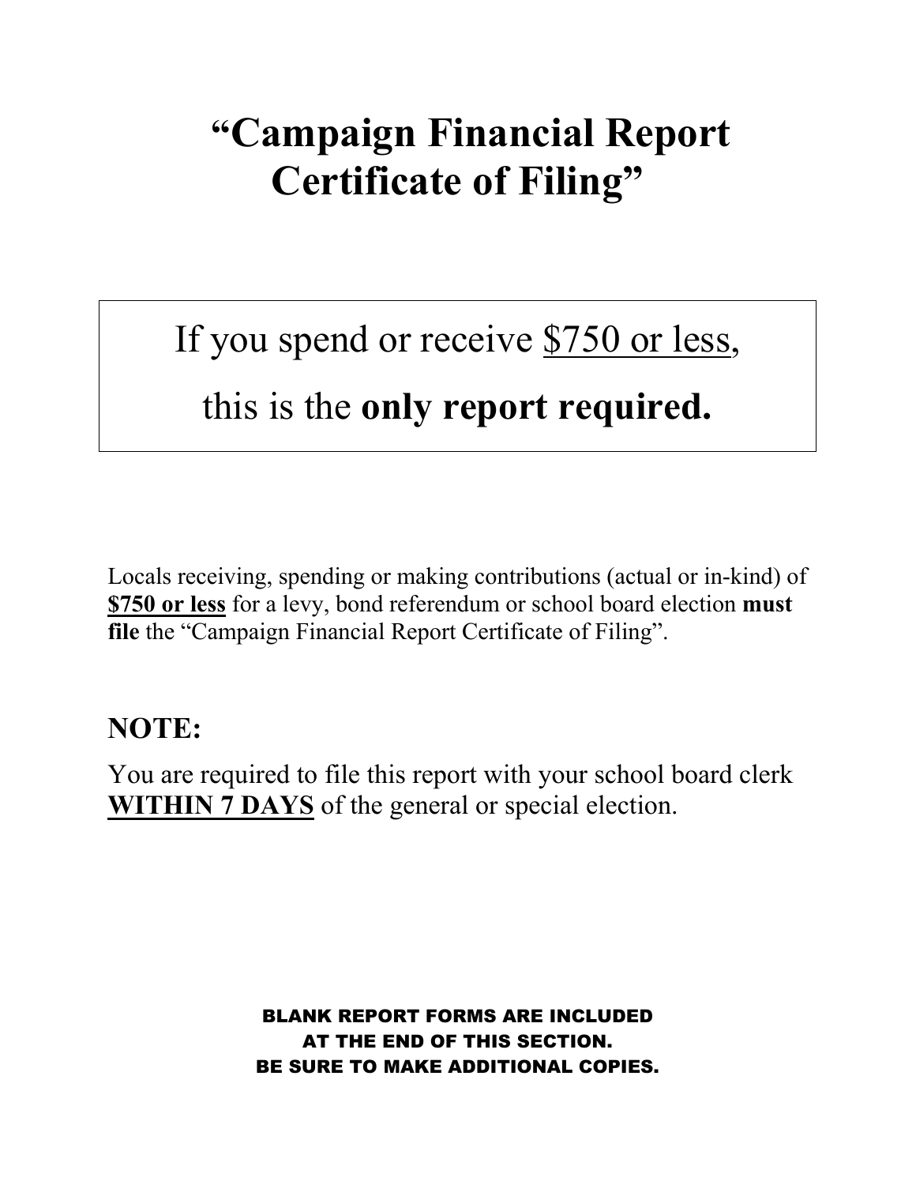# "Campaign Financial Report Certificate of Filing"

If you spend or receive $750 or less,

this is the **only report required.**

Locals receiving, spending or making contributions (actual or in-kind) of **$750 or less** for a levy, bond referendum or school board election **must file** the "Campaign Financial Report Certificate of Filing".

## NOTE:

You are required to file this report with your school board clerk **WITHIN 7 DAYS** of the general or special election.

**BLANK REPORT FORMS ARE INCLUDED AT THE END OF THIS SECTION. BE SURE TO MAKE ADDITIONAL COPIES.**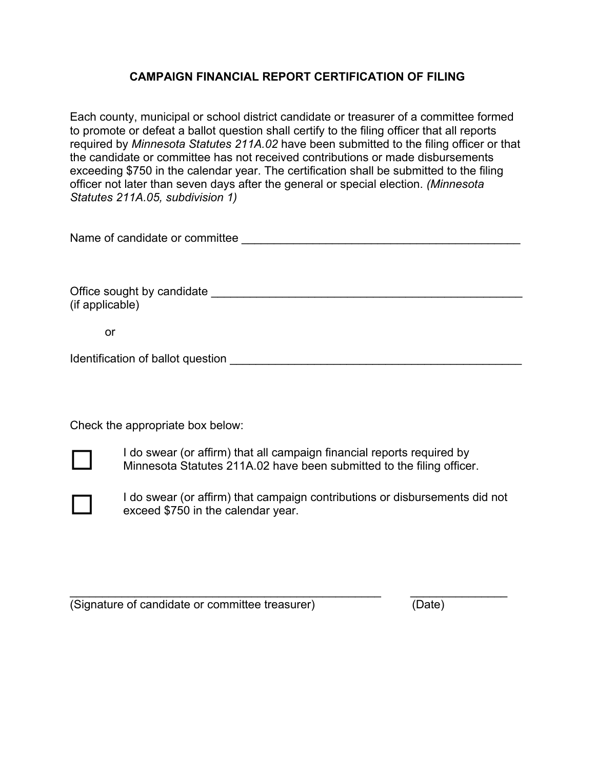# CAMPAIGN FINANCIAL REPORT CERTIFICATION OF FILING

Each county, municipal or school district candidate or treasurer of a committee formed to promote or defeat a ballot question shall certify to the filing officer that all reports required by *Minnesota Statutes 211A.02* have been submitted to the filing officer or that the candidate or committee has not received contributions or made disbursements exceeding $750 in the calendar year. The certification shall be submitted to the filing officer not later than seven days after the general or special election. *(Minnesota Statutes 211A.05, subdivision 1)*

Name of candidate or committee _____________________________________________

Office sought by candidate _________________________________________________
(if applicable)

or

Identification of ballot question _______________________________________________

Check the appropriate box below:

☐ I do swear (or affirm) that all campaign financial reports required by Minnesota Statutes 211A.02 have been submitted to the filing officer.

☐ I do swear (or affirm) that campaign contributions or disbursements did not exceed $750 in the calendar year.

__________________________________________________ ________________
(Signature of candidate or committee treasurer) (Date)